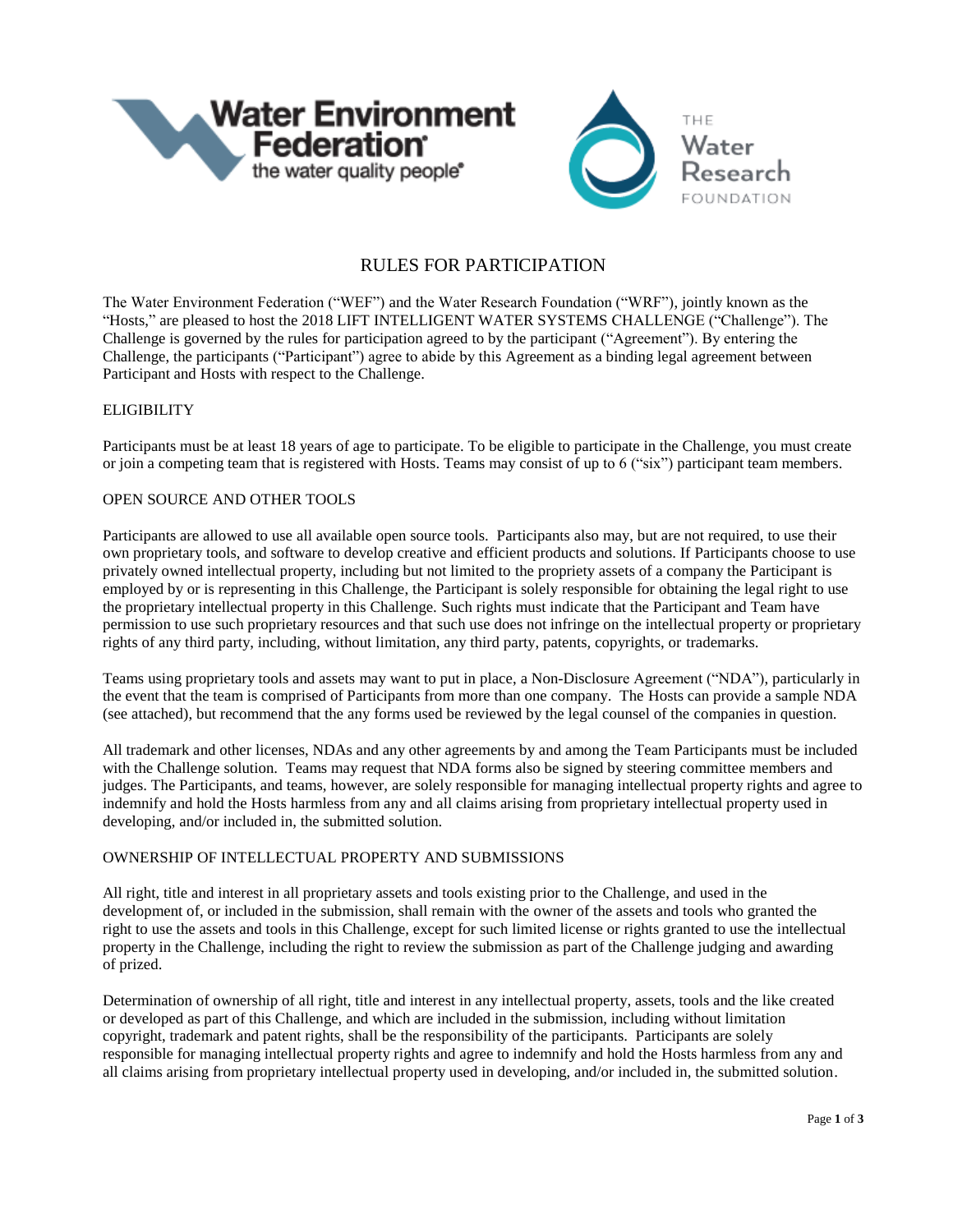# RULES FOR PARTICIPATION

The Water Environment Federation ("WEF") and the Water Research Foundation ("WRF"), jointly known as the "Hosts," are pleased to host the 2018 LIFT INTELLIGENT WATER SYSTEMS CHALLENGE ("Challenge"). The Challenge is governed by the rules for participation agreed to by the participant ("Agreement"). By entering the Challenge, the participants ("Participant") agree to abide by this Agreement as a binding legal agreement between Participant and Hosts with respect to the Challenge.

## ELIGIBILITY

Participants must be at least 18 years of age to participate. To be eligible to participate in the Challenge, you must create or join a competing team that is registered with Hosts. Teams may consist of up to 6 ("six") participant team members.

## OPEN SOURCE AND OTHER TOOLS

Participants are allowed to use all available open source tools. Participants also may, but are not required, to use their own proprietary tools, and software to develop creative and efficient products and solutions. If Participants choose to use privately owned intellectual property, including but not limited to the propriety assets of a company the Participant is employed by or is representing in this Challenge, the Participant is solely responsible for obtaining the legal right to use the proprietary intellectual property in this Challenge. Such rights must indicate that the Participant and Team have permission to use such proprietary resources and that such use does not infringe on the intellectual property or proprietary rights of any third party, including, without limitation, any third party, patents, copyrights, or trademarks.

Teams using proprietary tools and assets may want to put in place, a Non-Disclosure Agreement ("NDA"), particularly in the event that the team is comprised of Participants from more than one company. The Hosts can provide a sample NDA (see attached), but recommend that the any forms used be reviewed by the legal counsel of the companies in question.

All trademark and other licenses, NDAs and any other agreements by and among the Team Participants must be included with the Challenge solution. Teams may request that NDA forms also be signed by steering committee members and judges. The Participants, and teams, however, are solely responsible for managing intellectual property rights and agree to indemnify and hold the Hosts harmless from any and all claims arising from proprietary intellectual property used in developing, and/or included in, the submitted solution.

## OWNERSHIP OF INTELLECTUAL PROPERTY AND SUBMISSIONS

All right, title and interest in all proprietary assets and tools existing prior to the Challenge, and used in the development of, or included in the submission, shall remain with the owner of the assets and tools who granted the right to use the assets and tools in this Challenge, except for such limited license or rights granted to use the intellectual property in the Challenge, including the right to review the submission as part of the Challenge judging and awarding of prized.

Determination of ownership of all right, title and interest in any intellectual property, assets, tools and the like created or developed as part of this Challenge, and which are included in the submission, including without limitation copyright, trademark and patent rights, shall be the responsibility of the participants. Participants are solely responsible for managing intellectual property rights and agree to indemnify and hold the Hosts harmless from any and all claims arising from proprietary intellectual property used in developing, and/or included in, the submitted solution.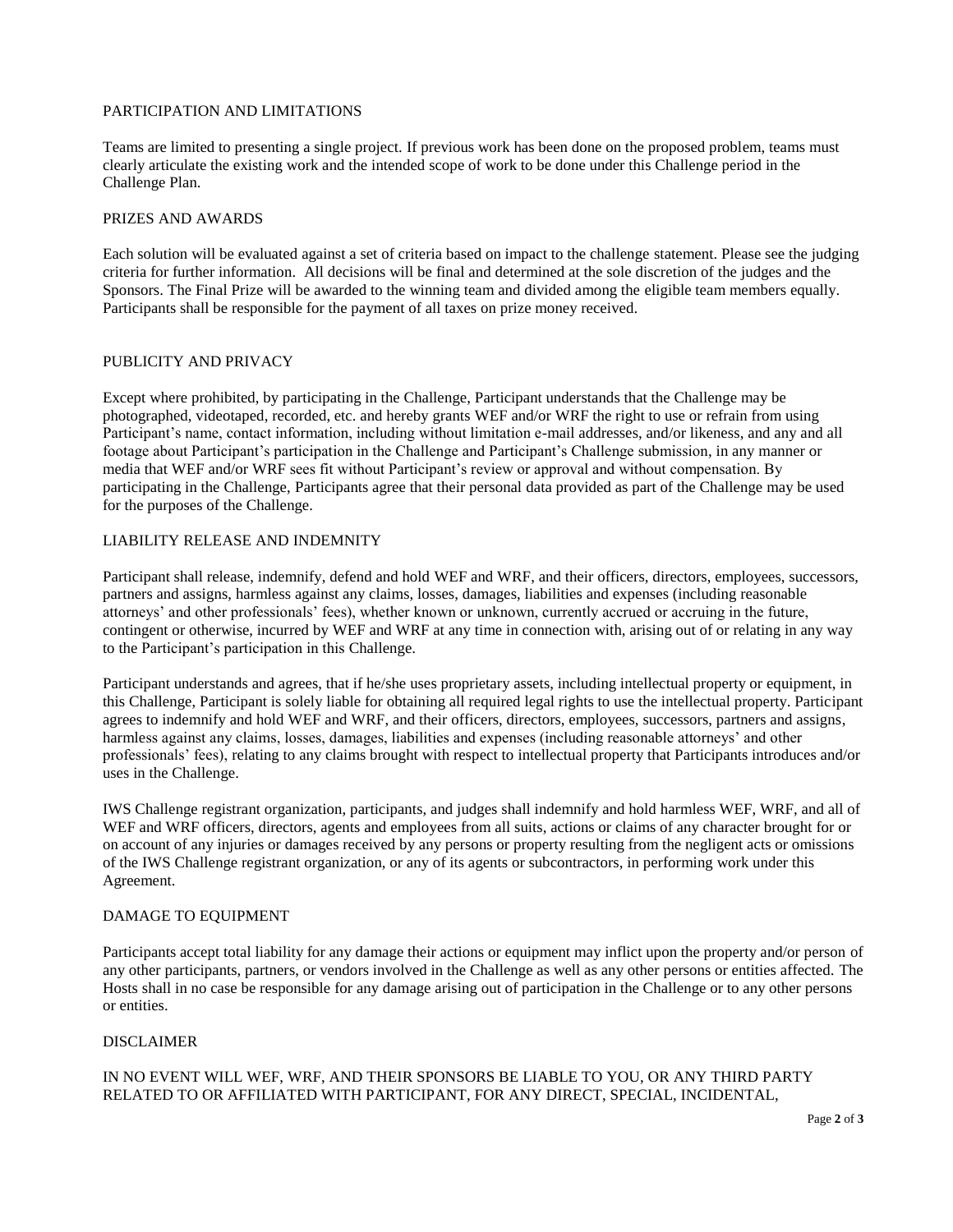## PARTICIPATION AND LIMITATIONS

Teams are limited to presenting a single project. If previous work has been done on the proposed problem, teams must clearly articulate the existing work and the intended scope of work to be done under this Challenge period in the Challenge Plan.

## PRIZES AND AWARDS

Each solution will be evaluated against a set of criteria based on impact to the challenge statement. Please see the judging criteria for further information. All decisions will be final and determined at the sole discretion of the judges and the Sponsors. The Final Prize will be awarded to the winning team and divided among the eligible team members equally. Participants shall be responsible for the payment of all taxes on prize money received.

## PUBLICITY AND PRIVACY

Except where prohibited, by participating in the Challenge, Participant understands that the Challenge may be photographed, videotaped, recorded, etc. and hereby grants WEF and/or WRF the right to use or refrain from using Participant's name, contact information, including without limitation e-mail addresses, and/or likeness, and any and all footage about Participant's participation in the Challenge and Participant's Challenge submission, in any manner or media that WEF and/or WRF sees fit without Participant's review or approval and without compensation. By participating in the Challenge, Participants agree that their personal data provided as part of the Challenge may be used for the purposes of the Challenge.

## LIABILITY RELEASE AND INDEMNITY

Participant shall release, indemnify, defend and hold WEF and WRF, and their officers, directors, employees, successors, partners and assigns, harmless against any claims, losses, damages, liabilities and expenses (including reasonable attorneys' and other professionals' fees), whether known or unknown, currently accrued or accruing in the future, contingent or otherwise, incurred by WEF and WRF at any time in connection with, arising out of or relating in any way to the Participant's participation in this Challenge.

Participant understands and agrees, that if he/she uses proprietary assets, including intellectual property or equipment, in this Challenge, Participant is solely liable for obtaining all required legal rights to use the intellectual property. Participant agrees to indemnify and hold WEF and WRF, and their officers, directors, employees, successors, partners and assigns, harmless against any claims, losses, damages, liabilities and expenses (including reasonable attorneys' and other professionals' fees), relating to any claims brought with respect to intellectual property that Participants introduces and/or uses in the Challenge.

IWS Challenge registrant organization, participants, and judges shall indemnify and hold harmless WEF, WRF, and all of WEF and WRF officers, directors, agents and employees from all suits, actions or claims of any character brought for or on account of any injuries or damages received by any persons or property resulting from the negligent acts or omissions of the IWS Challenge registrant organization, or any of its agents or subcontractors, in performing work under this Agreement.

## DAMAGE TO EQUIPMENT

Participants accept total liability for any damage their actions or equipment may inflict upon the property and/or person of any other participants, partners, or vendors involved in the Challenge as well as any other persons or entities affected. The Hosts shall in no case be responsible for any damage arising out of participation in the Challenge or to any other persons or entities.

## DISCLAIMER

IN NO EVENT WILL WEF, WRF, AND THEIR SPONSORS BE LIABLE TO YOU, OR ANY THIRD PARTY RELATED TO OR AFFILIATED WITH PARTICIPANT, FOR ANY DIRECT, SPECIAL, INCIDENTAL,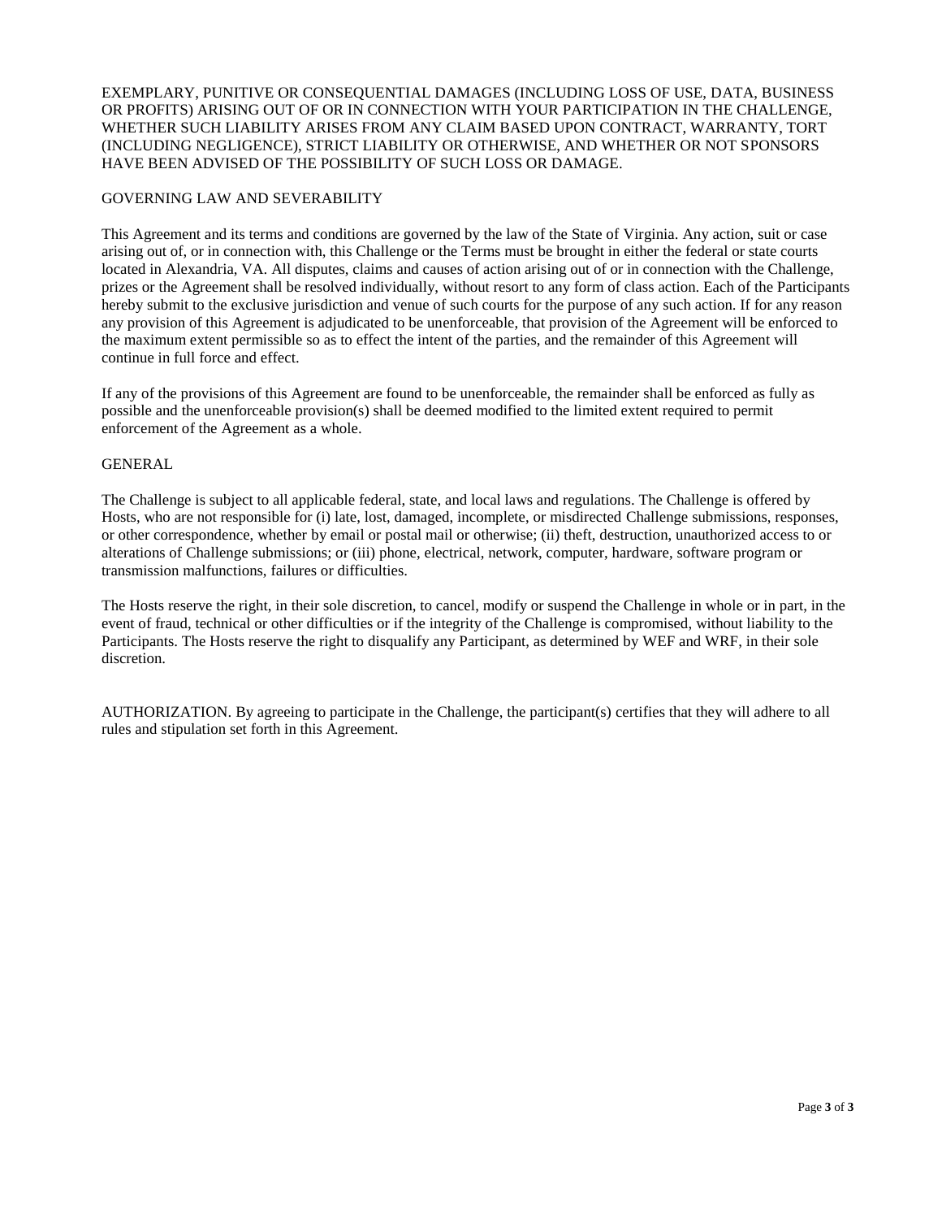EXEMPLARY, PUNITIVE OR CONSEQUENTIAL DAMAGES (INCLUDING LOSS OF USE, DATA, BUSINESS OR PROFITS) ARISING OUT OF OR IN CONNECTION WITH YOUR PARTICIPATION IN THE CHALLENGE, WHETHER SUCH LIABILITY ARISES FROM ANY CLAIM BASED UPON CONTRACT, WARRANTY, TORT (INCLUDING NEGLIGENCE), STRICT LIABILITY OR OTHERWISE, AND WHETHER OR NOT SPONSORS HAVE BEEN ADVISED OF THE POSSIBILITY OF SUCH LOSS OR DAMAGE.

## GOVERNING LAW AND SEVERABILITY

This Agreement and its terms and conditions are governed by the law of the State of Virginia. Any action, suit or case arising out of, or in connection with, this Challenge or the Terms must be brought in either the federal or state courts located in Alexandria, VA. All disputes, claims and causes of action arising out of or in connection with the Challenge, prizes or the Agreement shall be resolved individually, without resort to any form of class action. Each of the Participants hereby submit to the exclusive jurisdiction and venue of such courts for the purpose of any such action. If for any reason any provision of this Agreement is adjudicated to be unenforceable, that provision of the Agreement will be enforced to the maximum extent permissible so as to effect the intent of the parties, and the remainder of this Agreement will continue in full force and effect.

If any of the provisions of this Agreement are found to be unenforceable, the remainder shall be enforced as fully as possible and the unenforceable provision(s) shall be deemed modified to the limited extent required to permit enforcement of the Agreement as a whole.

## GENERAL

The Challenge is subject to all applicable federal, state, and local laws and regulations. The Challenge is offered by Hosts, who are not responsible for (i) late, lost, damaged, incomplete, or misdirected Challenge submissions, responses, or other correspondence, whether by email or postal mail or otherwise; (ii) theft, destruction, unauthorized access to or alterations of Challenge submissions; or (iii) phone, electrical, network, computer, hardware, software program or transmission malfunctions, failures or difficulties.

The Hosts reserve the right, in their sole discretion, to cancel, modify or suspend the Challenge in whole or in part, in the event of fraud, technical or other difficulties or if the integrity of the Challenge is compromised, without liability to the Participants. The Hosts reserve the right to disqualify any Participant, as determined by WEF and WRF, in their sole discretion.

AUTHORIZATION. By agreeing to participate in the Challenge, the participant(s) certifies that they will adhere to all rules and stipulation set forth in this Agreement.